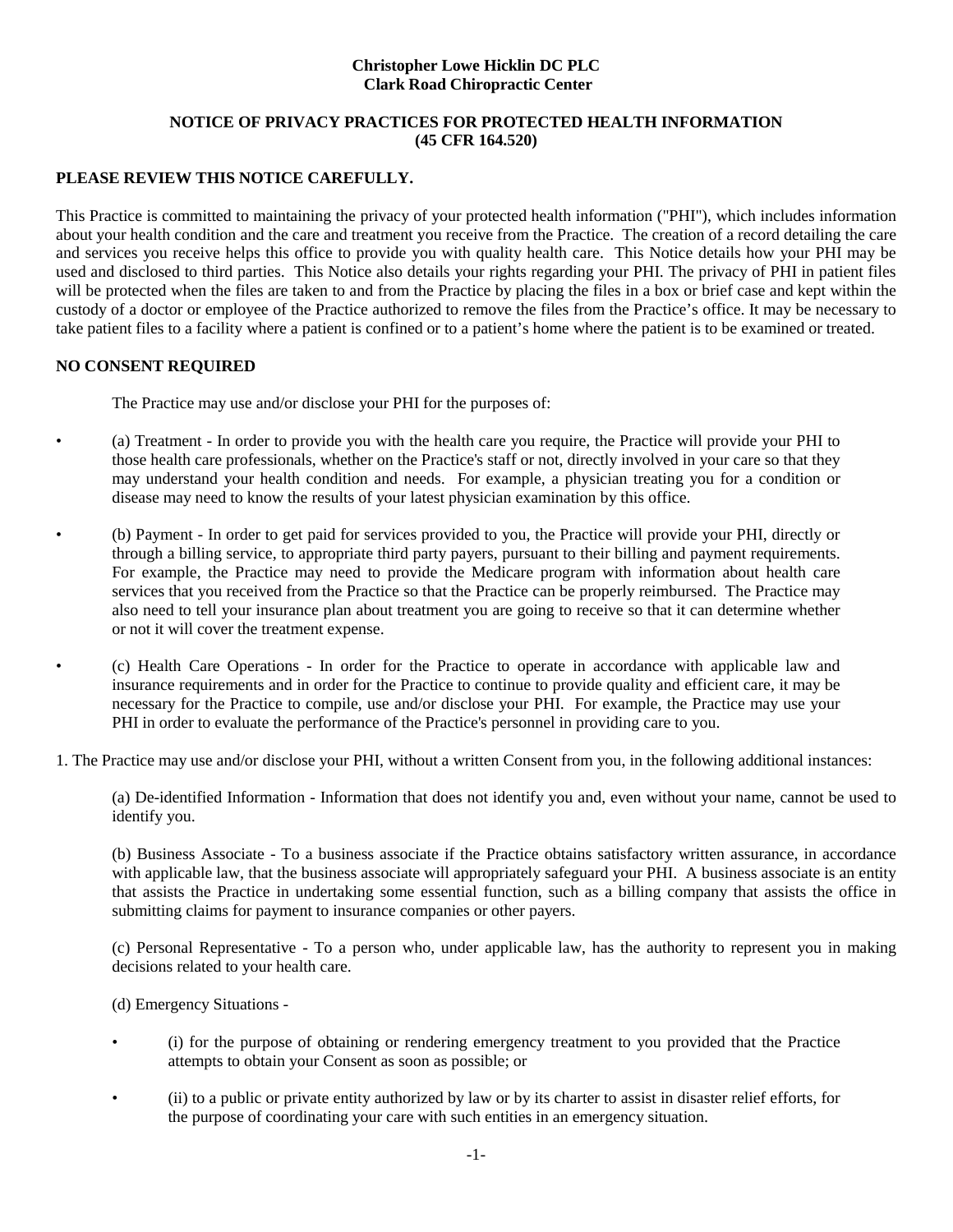**Christopher Lowe Hicklin DC PLC**
**Clark Road Chiropractic Center**

**NOTICE OF PRIVACY PRACTICES FOR PROTECTED HEALTH INFORMATION (45 CFR 164.520)**

**PLEASE REVIEW THIS NOTICE CAREFULLY.**

This Practice is committed to maintaining the privacy of your protected health information ("PHI"), which includes information about your health condition and the care and treatment you receive from the Practice. The creation of a record detailing the care and services you receive helps this office to provide you with quality health care. This Notice details how your PHI may be used and disclosed to third parties. This Notice also details your rights regarding your PHI. The privacy of PHI in patient files will be protected when the files are taken to and from the Practice by placing the files in a box or brief case and kept within the custody of a doctor or employee of the Practice authorized to remove the files from the Practice's office. It may be necessary to take patient files to a facility where a patient is confined or to a patient's home where the patient is to be examined or treated.

**NO CONSENT REQUIRED**

The Practice may use and/or disclose your PHI for the purposes of:

- (a) Treatment - In order to provide you with the health care you require, the Practice will provide your PHI to those health care professionals, whether on the Practice's staff or not, directly involved in your care so that they may understand your health condition and needs. For example, a physician treating you for a condition or disease may need to know the results of your latest physician examination by this office.
- (b) Payment - In order to get paid for services provided to you, the Practice will provide your PHI, directly or through a billing service, to appropriate third party payers, pursuant to their billing and payment requirements. For example, the Practice may need to provide the Medicare program with information about health care services that you received from the Practice so that the Practice can be properly reimbursed. The Practice may also need to tell your insurance plan about treatment you are going to receive so that it can determine whether or not it will cover the treatment expense.
- (c) Health Care Operations - In order for the Practice to operate in accordance with applicable law and insurance requirements and in order for the Practice to continue to provide quality and efficient care, it may be necessary for the Practice to compile, use and/or disclose your PHI. For example, the Practice may use your PHI in order to evaluate the performance of the Practice's personnel in providing care to you.

1. The Practice may use and/or disclose your PHI, without a written Consent from you, in the following additional instances:

(a) De-identified Information - Information that does not identify you and, even without your name, cannot be used to identify you.

(b) Business Associate - To a business associate if the Practice obtains satisfactory written assurance, in accordance with applicable law, that the business associate will appropriately safeguard your PHI. A business associate is an entity that assists the Practice in undertaking some essential function, such as a billing company that assists the office in submitting claims for payment to insurance companies or other payers.

(c) Personal Representative - To a person who, under applicable law, has the authority to represent you in making decisions related to your health care.

(d) Emergency Situations -

- (i) for the purpose of obtaining or rendering emergency treatment to you provided that the Practice attempts to obtain your Consent as soon as possible; or
- (ii) to a public or private entity authorized by law or by its charter to assist in disaster relief efforts, for the purpose of coordinating your care with such entities in an emergency situation.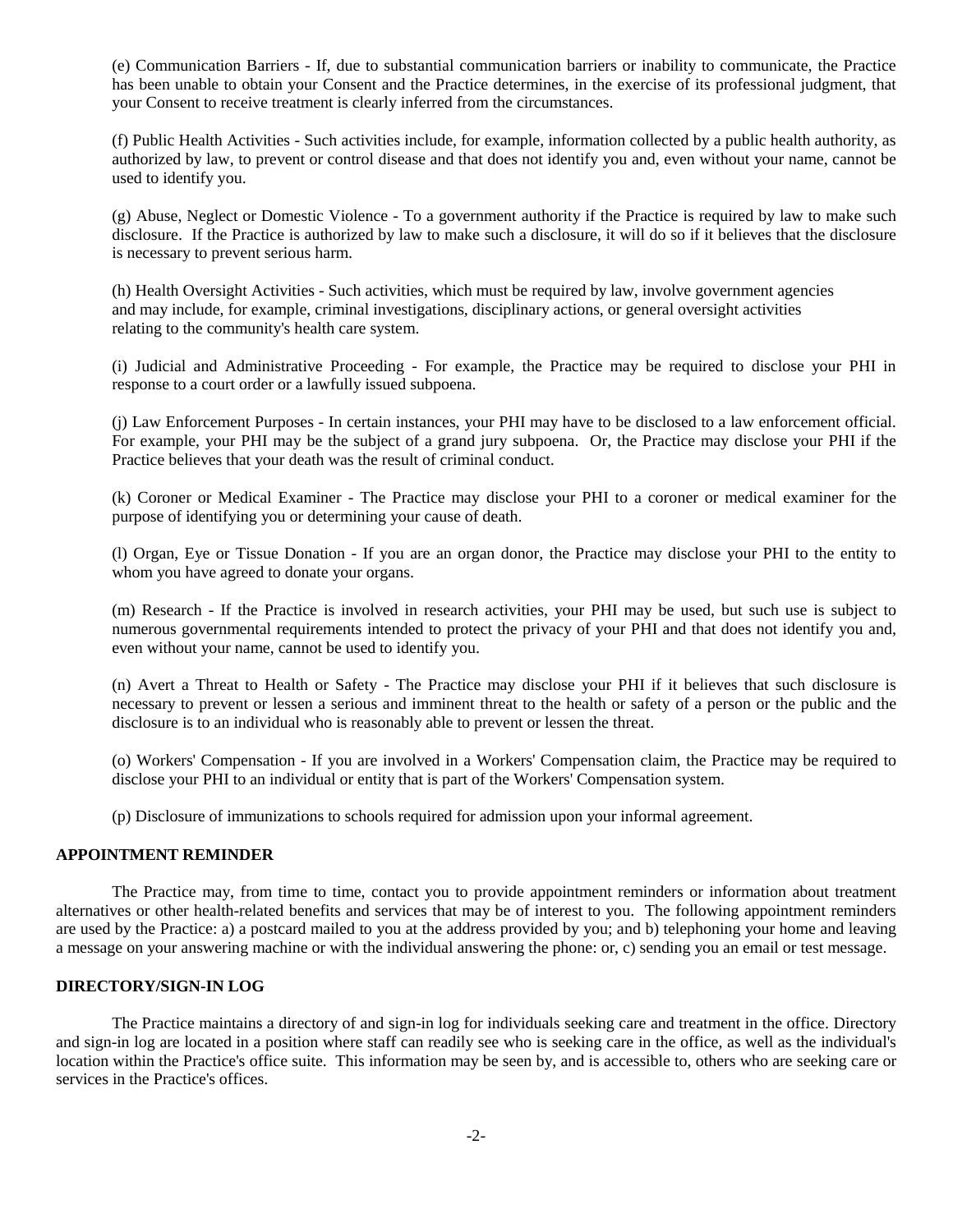(e) Communication Barriers - If, due to substantial communication barriers or inability to communicate, the Practice has been unable to obtain your Consent and the Practice determines, in the exercise of its professional judgment, that your Consent to receive treatment is clearly inferred from the circumstances.

(f) Public Health Activities - Such activities include, for example, information collected by a public health authority, as authorized by law, to prevent or control disease and that does not identify you and, even without your name, cannot be used to identify you.

(g) Abuse, Neglect or Domestic Violence - To a government authority if the Practice is required by law to make such disclosure. If the Practice is authorized by law to make such a disclosure, it will do so if it believes that the disclosure is necessary to prevent serious harm.

(h) Health Oversight Activities - Such activities, which must be required by law, involve government agencies and may include, for example, criminal investigations, disciplinary actions, or general oversight activities relating to the community's health care system.

(i) Judicial and Administrative Proceeding - For example, the Practice may be required to disclose your PHI in response to a court order or a lawfully issued subpoena.

(j) Law Enforcement Purposes - In certain instances, your PHI may have to be disclosed to a law enforcement official. For example, your PHI may be the subject of a grand jury subpoena. Or, the Practice may disclose your PHI if the Practice believes that your death was the result of criminal conduct.

(k) Coroner or Medical Examiner - The Practice may disclose your PHI to a coroner or medical examiner for the purpose of identifying you or determining your cause of death.

(l) Organ, Eye or Tissue Donation - If you are an organ donor, the Practice may disclose your PHI to the entity to whom you have agreed to donate your organs.

(m) Research - If the Practice is involved in research activities, your PHI may be used, but such use is subject to numerous governmental requirements intended to protect the privacy of your PHI and that does not identify you and, even without your name, cannot be used to identify you.

(n) Avert a Threat to Health or Safety - The Practice may disclose your PHI if it believes that such disclosure is necessary to prevent or lessen a serious and imminent threat to the health or safety of a person or the public and the disclosure is to an individual who is reasonably able to prevent or lessen the threat.

(o) Workers' Compensation - If you are involved in a Workers' Compensation claim, the Practice may be required to disclose your PHI to an individual or entity that is part of the Workers' Compensation system.

(p) Disclosure of immunizations to schools required for admission upon your informal agreement.

**APPOINTMENT REMINDER**

The Practice may, from time to time, contact you to provide appointment reminders or information about treatment alternatives or other health-related benefits and services that may be of interest to you. The following appointment reminders are used by the Practice: a) a postcard mailed to you at the address provided by you; and b) telephoning your home and leaving a message on your answering machine or with the individual answering the phone: or, c) sending you an email or test message.

**DIRECTORY/SIGN-IN LOG**

The Practice maintains a directory of and sign-in log for individuals seeking care and treatment in the office. Directory and sign-in log are located in a position where staff can readily see who is seeking care in the office, as well as the individual's location within the Practice's office suite. This information may be seen by, and is accessible to, others who are seeking care or services in the Practice's offices.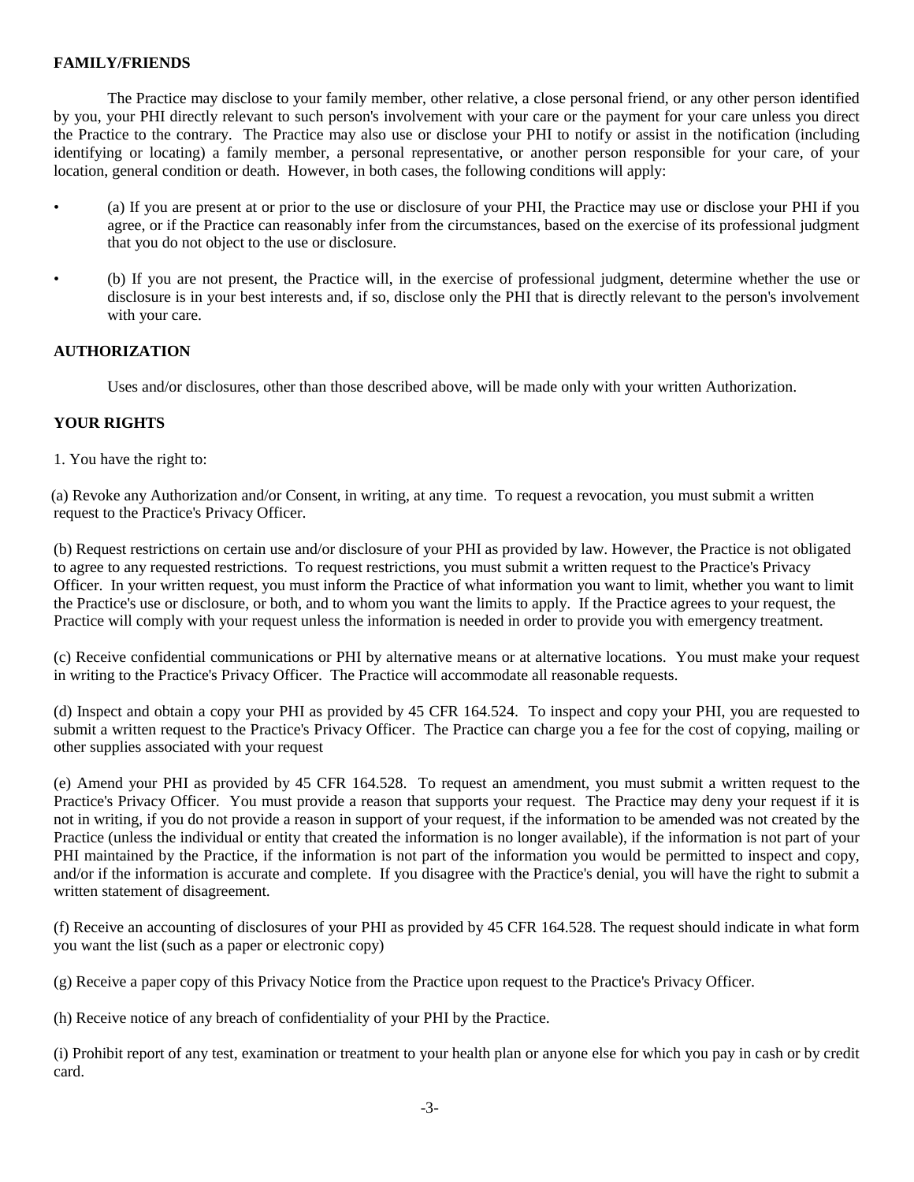**FAMILY/FRIENDS**

The Practice may disclose to your family member, other relative, a close personal friend, or any other person identified by you, your PHI directly relevant to such person's involvement with your care or the payment for your care unless you direct the Practice to the contrary. The Practice may also use or disclose your PHI to notify or assist in the notification (including identifying or locating) a family member, a personal representative, or another person responsible for your care, of your location, general condition or death. However, in both cases, the following conditions will apply:

- (a) If you are present at or prior to the use or disclosure of your PHI, the Practice may use or disclose your PHI if you agree, or if the Practice can reasonably infer from the circumstances, based on the exercise of its professional judgment that you do not object to the use or disclosure.
- (b) If you are not present, the Practice will, in the exercise of professional judgment, determine whether the use or disclosure is in your best interests and, if so, disclose only the PHI that is directly relevant to the person's involvement with your care.

**AUTHORIZATION**

Uses and/or disclosures, other than those described above, will be made only with your written Authorization.

**YOUR RIGHTS**

1. You have the right to:

(a) Revoke any Authorization and/or Consent, in writing, at any time. To request a revocation, you must submit a written request to the Practice's Privacy Officer.

(b) Request restrictions on certain use and/or disclosure of your PHI as provided by law. However, the Practice is not obligated to agree to any requested restrictions. To request restrictions, you must submit a written request to the Practice's Privacy Officer. In your written request, you must inform the Practice of what information you want to limit, whether you want to limit the Practice's use or disclosure, or both, and to whom you want the limits to apply. If the Practice agrees to your request, the Practice will comply with your request unless the information is needed in order to provide you with emergency treatment.

(c) Receive confidential communications or PHI by alternative means or at alternative locations. You must make your request in writing to the Practice's Privacy Officer. The Practice will accommodate all reasonable requests.

(d) Inspect and obtain a copy your PHI as provided by 45 CFR 164.524. To inspect and copy your PHI, you are requested to submit a written request to the Practice's Privacy Officer. The Practice can charge you a fee for the cost of copying, mailing or other supplies associated with your request

(e) Amend your PHI as provided by 45 CFR 164.528. To request an amendment, you must submit a written request to the Practice's Privacy Officer. You must provide a reason that supports your request. The Practice may deny your request if it is not in writing, if you do not provide a reason in support of your request, if the information to be amended was not created by the Practice (unless the individual or entity that created the information is no longer available), if the information is not part of your PHI maintained by the Practice, if the information is not part of the information you would be permitted to inspect and copy, and/or if the information is accurate and complete. If you disagree with the Practice's denial, you will have the right to submit a written statement of disagreement.

(f) Receive an accounting of disclosures of your PHI as provided by 45 CFR 164.528. The request should indicate in what form you want the list (such as a paper or electronic copy)

(g) Receive a paper copy of this Privacy Notice from the Practice upon request to the Practice's Privacy Officer.

(h) Receive notice of any breach of confidentiality of your PHI by the Practice.

(i) Prohibit report of any test, examination or treatment to your health plan or anyone else for which you pay in cash or by credit card.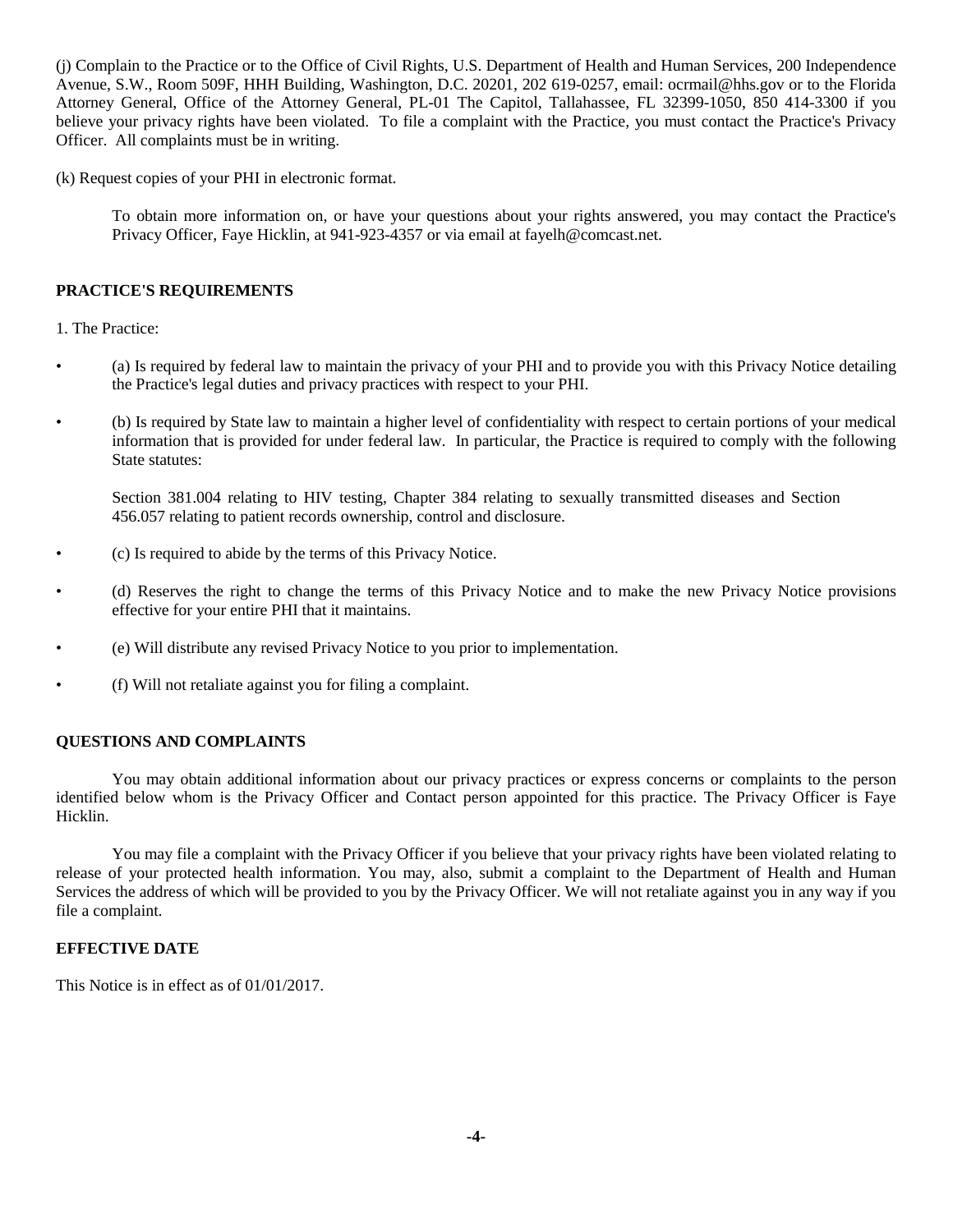(j) Complain to the Practice or to the Office of Civil Rights, U.S. Department of Health and Human Services, 200 Independence Avenue, S.W., Room 509F, HHH Building, Washington, D.C. 20201, 202 619-0257, email: ocrmail@hhs.gov or to the Florida Attorney General, Office of the Attorney General, PL-01 The Capitol, Tallahassee, FL 32399-1050, 850 414-3300 if you believe your privacy rights have been violated. To file a complaint with the Practice, you must contact the Practice's Privacy Officer. All complaints must be in writing.

(k) Request copies of your PHI in electronic format.

To obtain more information on, or have your questions about your rights answered, you may contact the Practice's Privacy Officer, Faye Hicklin, at 941-923-4357 or via email at fayelh@comcast.net.

**PRACTICE'S REQUIREMENTS**

1. The Practice:

- (a) Is required by federal law to maintain the privacy of your PHI and to provide you with this Privacy Notice detailing the Practice's legal duties and privacy practices with respect to your PHI.
- (b) Is required by State law to maintain a higher level of confidentiality with respect to certain portions of your medical information that is provided for under federal law. In particular, the Practice is required to comply with the following State statutes:

  Section 381.004 relating to HIV testing, Chapter 384 relating to sexually transmitted diseases and Section 456.057 relating to patient records ownership, control and disclosure.

- (c) Is required to abide by the terms of this Privacy Notice.
- (d) Reserves the right to change the terms of this Privacy Notice and to make the new Privacy Notice provisions effective for your entire PHI that it maintains.
- (e) Will distribute any revised Privacy Notice to you prior to implementation.
- (f) Will not retaliate against you for filing a complaint.

**QUESTIONS AND COMPLAINTS**

You may obtain additional information about our privacy practices or express concerns or complaints to the person identified below whom is the Privacy Officer and Contact person appointed for this practice. The Privacy Officer is Faye Hicklin.

You may file a complaint with the Privacy Officer if you believe that your privacy rights have been violated relating to release of your protected health information. You may, also, submit a complaint to the Department of Health and Human Services the address of which will be provided to you by the Privacy Officer. We will not retaliate against you in any way if you file a complaint.

**EFFECTIVE DATE**

This Notice is in effect as of 01/01/2017.